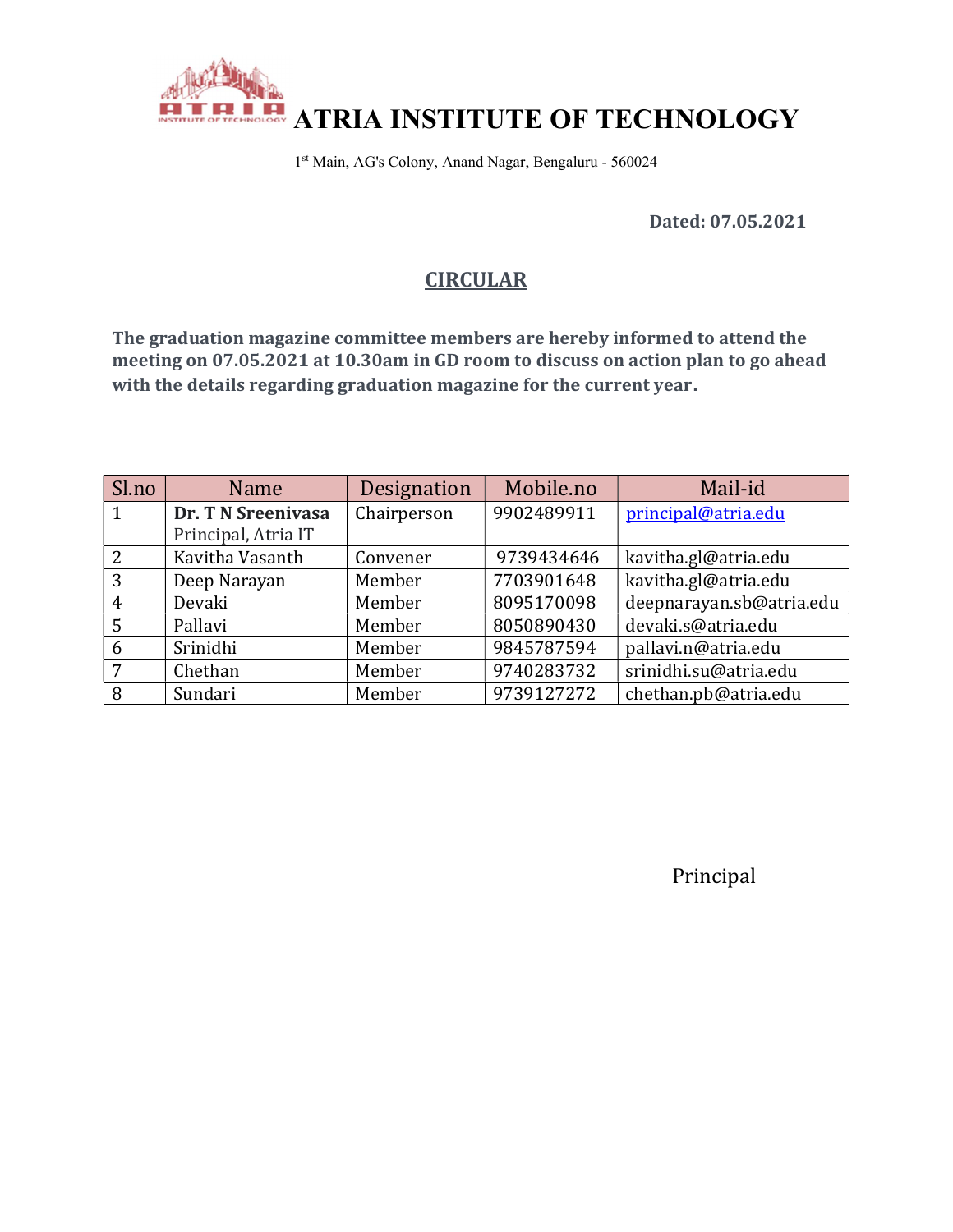# ATRIA INSTITUTE OF TECHNOLOGY

1st Main, AG's Colony, Anand Nagar, Bengaluru - 560024

**Dated: 07.05.2021**

## CIRCULAR

**The graduation magazine committee members are hereby informed to attend the meeting on 07.05.2021 at 10.30am in GD room to discuss on action plan to go ahead with the details regarding graduation magazine for the current year.**

| Sl.no | Name | Designation | Mobile.no | Mail-id |
|---|---|---|---|---|
| 1 | **Dr. T N Sreenivasa** Principal, Atria IT | Chairperson | 9902489911 | principal@atria.edu |
| 2 | Kavitha Vasanth | Convener | 9739434646 | kavitha.gl@atria.edu |
| 3 | Deep Narayan | Member | 7703901648 | kavitha.gl@atria.edu |
| 4 | Devaki | Member | 8095170098 | deepnarayan.sb@atria.edu |
| 5 | Pallavi | Member | 8050890430 | devaki.s@atria.edu |
| 6 | Srinidhi | Member | 9845787594 | pallavi.n@atria.edu |
| 7 | Chethan | Member | 9740283732 | srinidhi.su@atria.edu |
| 8 | Sundari | Member | 9739127272 | chethan.pb@atria.edu |

Principal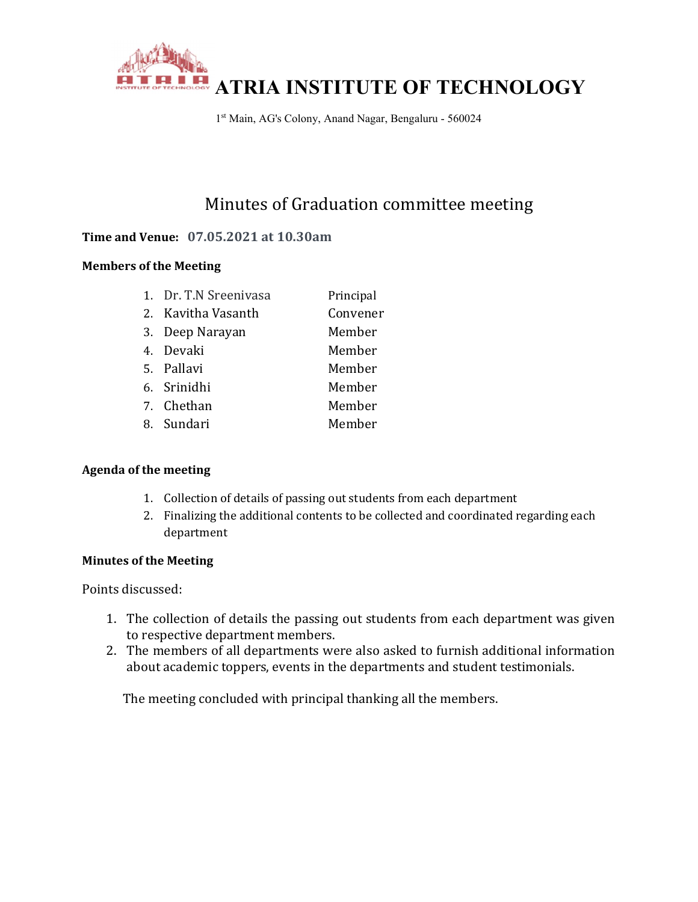# ATRIA INSTITUTE OF TECHNOLOGY

1st Main, AG's Colony, Anand Nagar, Bengaluru - 560024

## Minutes of Graduation committee meeting

**Time and Venue:** **07.05.2021 at 10.30am**

**Members of the Meeting**

| | | |
|---|---|---|
| 1. | Dr. T.N Sreenivasa | Principal |
| 2. | Kavitha Vasanth | Convener |
| 3. | Deep Narayan | Member |
| 4. | Devaki | Member |
| 5. | Pallavi | Member |
| 6. | Srinidhi | Member |
| 7. | Chethan | Member |
| 8. | Sundari | Member |

**Agenda of the meeting**

1. Collection of details of passing out students from each department
2. Finalizing the additional contents to be collected and coordinated regarding each department

**Minutes of the Meeting**

Points discussed:

1. The collection of details the passing out students from each department was given to respective department members.
2. The members of all departments were also asked to furnish additional information about academic toppers, events in the departments and student testimonials.

The meeting concluded with principal thanking all the members.